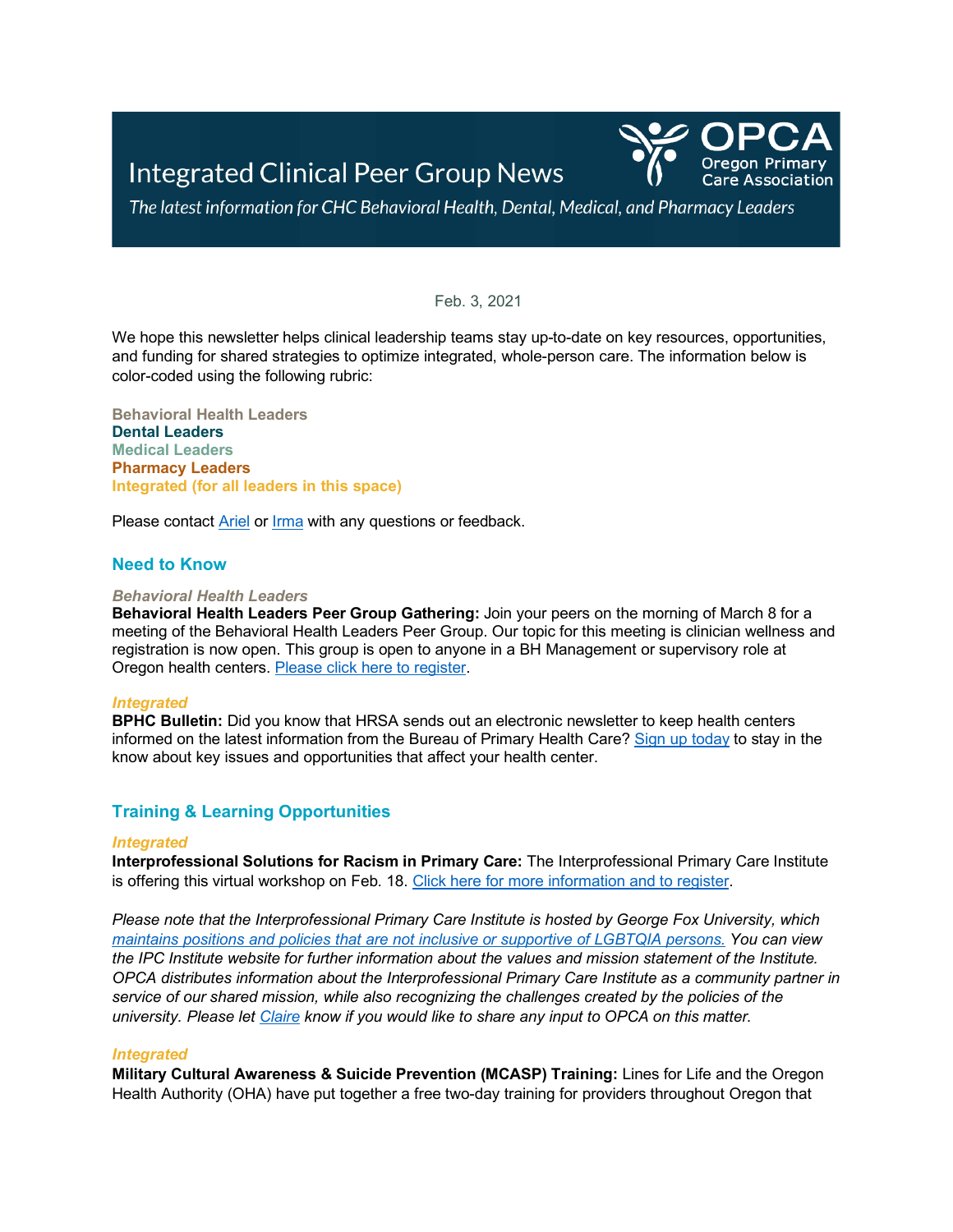# Integrated Clinical Peer Group News

*The latest information for CHC Behavioral Health, Dental, Medical, and Pharmacy Leaders*

Feb. 3, 2021

We hope this newsletter helps clinical leadership teams stay up-to-date on key resources, opportunities, and funding for shared strategies to optimize integrated, whole-person care. The information below is color-coded using the following rubric:

**Behavioral Health Leaders**
**Dental Leaders**
**Medical Leaders**
**Pharmacy Leaders**
**Integrated (for all leaders in this space)**

Please contact Ariel or Irma with any questions or feedback.

## Need to Know

***Behavioral Health Leaders***

**Behavioral Health Leaders Peer Group Gathering:** Join your peers on the morning of March 8 for a meeting of the Behavioral Health Leaders Peer Group. Our topic for this meeting is clinician wellness and registration is now open. This group is open to anyone in a BH Management or supervisory role at Oregon health centers. Please click here to register.

***Integrated***

**BPHC Bulletin:** Did you know that HRSA sends out an electronic newsletter to keep health centers informed on the latest information from the Bureau of Primary Health Care? Sign up today to stay in the know about key issues and opportunities that affect your health center.

## Training & Learning Opportunities

***Integrated***

**Interprofessional Solutions for Racism in Primary Care:** The Interprofessional Primary Care Institute is offering this virtual workshop on Feb. 18. Click here for more information and to register.

*Please note that the Interprofessional Primary Care Institute is hosted by George Fox University, which maintains positions and policies that are not inclusive or supportive of LGBTQIA persons. You can view the IPC Institute website for further information about the values and mission statement of the Institute. OPCA distributes information about the Interprofessional Primary Care Institute as a community partner in service of our shared mission, while also recognizing the challenges created by the policies of the university. Please let Claire know if you would like to share any input to OPCA on this matter.*

***Integrated***

**Military Cultural Awareness & Suicide Prevention (MCASP) Training:** Lines for Life and the Oregon Health Authority (OHA) have put together a free two-day training for providers throughout Oregon that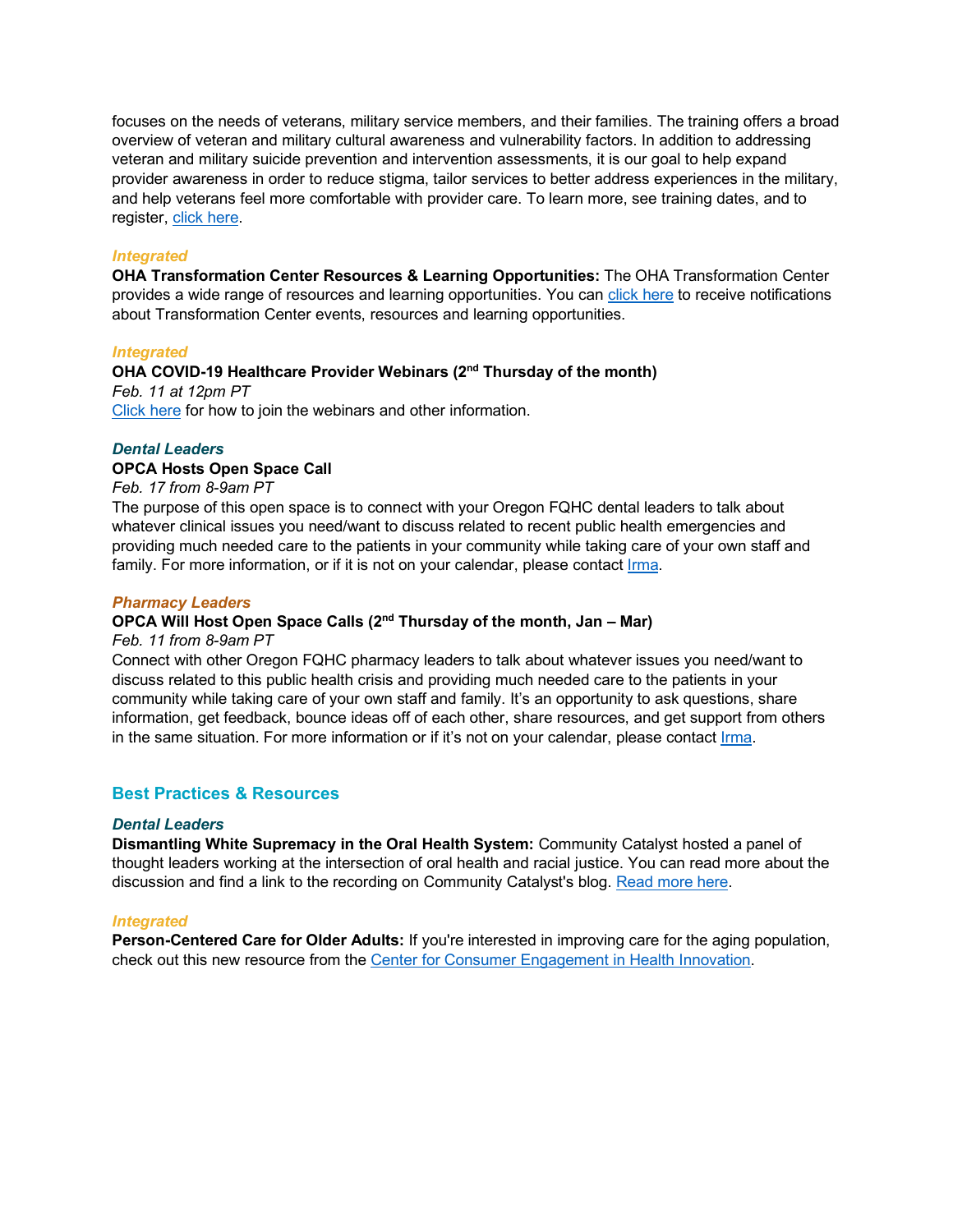focuses on the needs of veterans, military service members, and their families. The training offers a broad overview of veteran and military cultural awareness and vulnerability factors. In addition to addressing veteran and military suicide prevention and intervention assessments, it is our goal to help expand provider awareness in order to reduce stigma, tailor services to better address experiences in the military, and help veterans feel more comfortable with provider care. To learn more, see training dates, and to register, click here.

***Integrated***
**OHA Transformation Center Resources & Learning Opportunities:** The OHA Transformation Center provides a wide range of resources and learning opportunities. You can click here to receive notifications about Transformation Center events, resources and learning opportunities.

***Integrated***
**OHA COVID-19 Healthcare Provider Webinars (2nd Thursday of the month)**
*Feb. 11 at 12pm PT*
Click here for how to join the webinars and other information.

***Dental Leaders***
**OPCA Hosts Open Space Call**
*Feb. 17 from 8-9am PT*
The purpose of this open space is to connect with your Oregon FQHC dental leaders to talk about whatever clinical issues you need/want to discuss related to recent public health emergencies and providing much needed care to the patients in your community while taking care of your own staff and family. For more information, or if it is not on your calendar, please contact Irma.

***Pharmacy Leaders***
**OPCA Will Host Open Space Calls (2nd Thursday of the month, Jan – Mar)**
*Feb. 11 from 8-9am PT*
Connect with other Oregon FQHC pharmacy leaders to talk about whatever issues you need/want to discuss related to this public health crisis and providing much needed care to the patients in your community while taking care of your own staff and family. It's an opportunity to ask questions, share information, get feedback, bounce ideas off of each other, share resources, and get support from others in the same situation. For more information or if it's not on your calendar, please contact Irma.

## Best Practices & Resources

***Dental Leaders***
**Dismantling White Supremacy in the Oral Health System:** Community Catalyst hosted a panel of thought leaders working at the intersection of oral health and racial justice. You can read more about the discussion and find a link to the recording on Community Catalyst's blog. Read more here.

***Integrated***
**Person-Centered Care for Older Adults:** If you're interested in improving care for the aging population, check out this new resource from the Center for Consumer Engagement in Health Innovation.